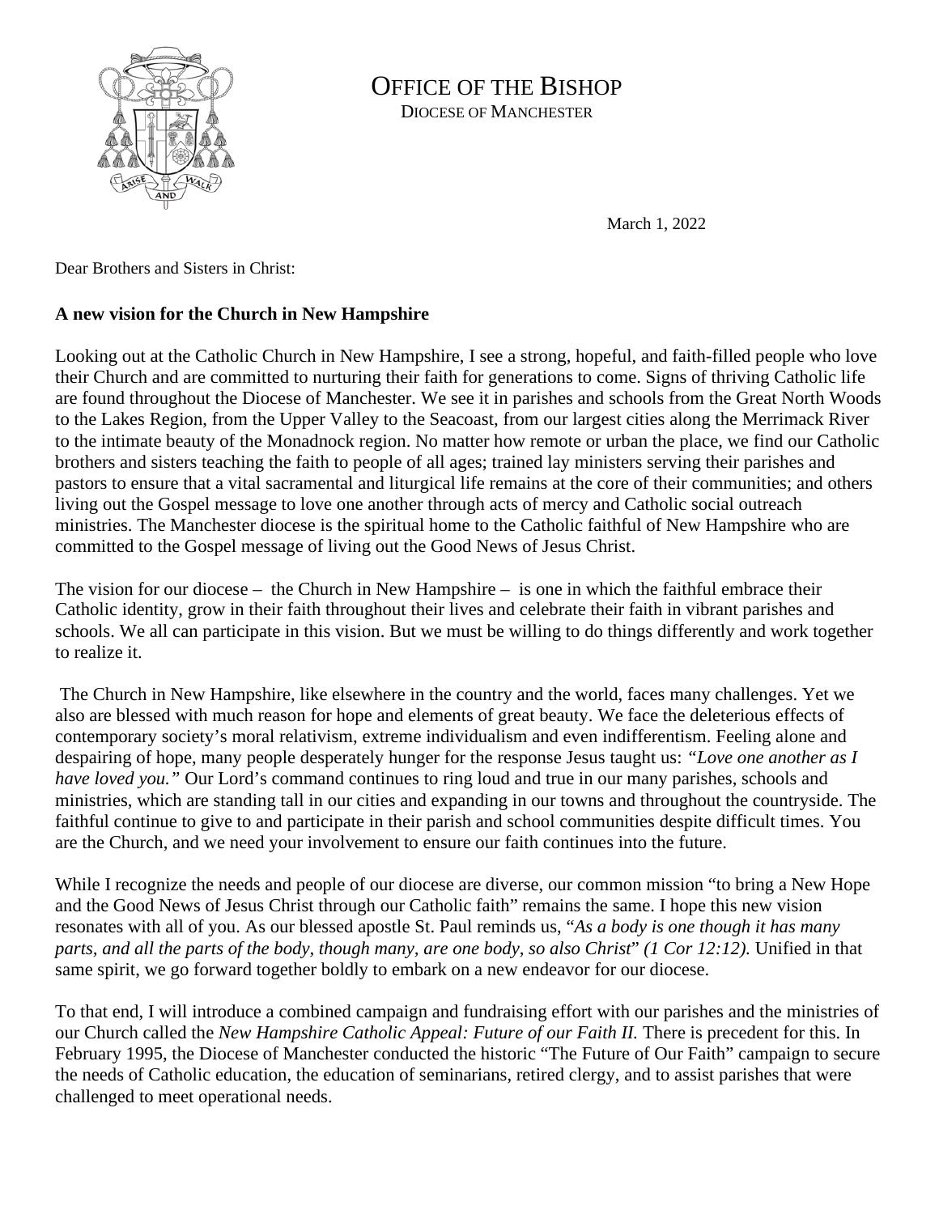# OFFICE OF THE BISHOP

DIOCESE OF MANCHESTER

March 1, 2022

Dear Brothers and Sisters in Christ:

**A new vision for the Church in New Hampshire**

Looking out at the Catholic Church in New Hampshire, I see a strong, hopeful, and faith-filled people who love their Church and are committed to nurturing their faith for generations to come. Signs of thriving Catholic life are found throughout the Diocese of Manchester. We see it in parishes and schools from the Great North Woods to the Lakes Region, from the Upper Valley to the Seacoast, from our largest cities along the Merrimack River to the intimate beauty of the Monadnock region. No matter how remote or urban the place, we find our Catholic brothers and sisters teaching the faith to people of all ages; trained lay ministers serving their parishes and pastors to ensure that a vital sacramental and liturgical life remains at the core of their communities; and others living out the Gospel message to love one another through acts of mercy and Catholic social outreach ministries. The Manchester diocese is the spiritual home to the Catholic faithful of New Hampshire who are committed to the Gospel message of living out the Good News of Jesus Christ.

The vision for our diocese – the Church in New Hampshire – is one in which the faithful embrace their Catholic identity, grow in their faith throughout their lives and celebrate their faith in vibrant parishes and schools. We all can participate in this vision. But we must be willing to do things differently and work together to realize it.

The Church in New Hampshire, like elsewhere in the country and the world, faces many challenges. Yet we also are blessed with much reason for hope and elements of great beauty. We face the deleterious effects of contemporary society's moral relativism, extreme individualism and even indifferentism. Feeling alone and despairing of hope, many people desperately hunger for the response Jesus taught us: *"Love one another as I have loved you."* Our Lord's command continues to ring loud and true in our many parishes, schools and ministries, which are standing tall in our cities and expanding in our towns and throughout the countryside. The faithful continue to give to and participate in their parish and school communities despite difficult times. You are the Church, and we need your involvement to ensure our faith continues into the future.

While I recognize the needs and people of our diocese are diverse, our common mission "to bring a New Hope and the Good News of Jesus Christ through our Catholic faith" remains the same. I hope this new vision resonates with all of you. As our blessed apostle St. Paul reminds us, "*As a body is one though it has many parts, and all the parts of the body, though many, are one body, so also Christ*" *(1 Cor 12:12).* Unified in that same spirit, we go forward together boldly to embark on a new endeavor for our diocese.

To that end, I will introduce a combined campaign and fundraising effort with our parishes and the ministries of our Church called the *New Hampshire Catholic Appeal: Future of our Faith II.* There is precedent for this. In February 1995, the Diocese of Manchester conducted the historic "The Future of Our Faith" campaign to secure the needs of Catholic education, the education of seminarians, retired clergy, and to assist parishes that were challenged to meet operational needs.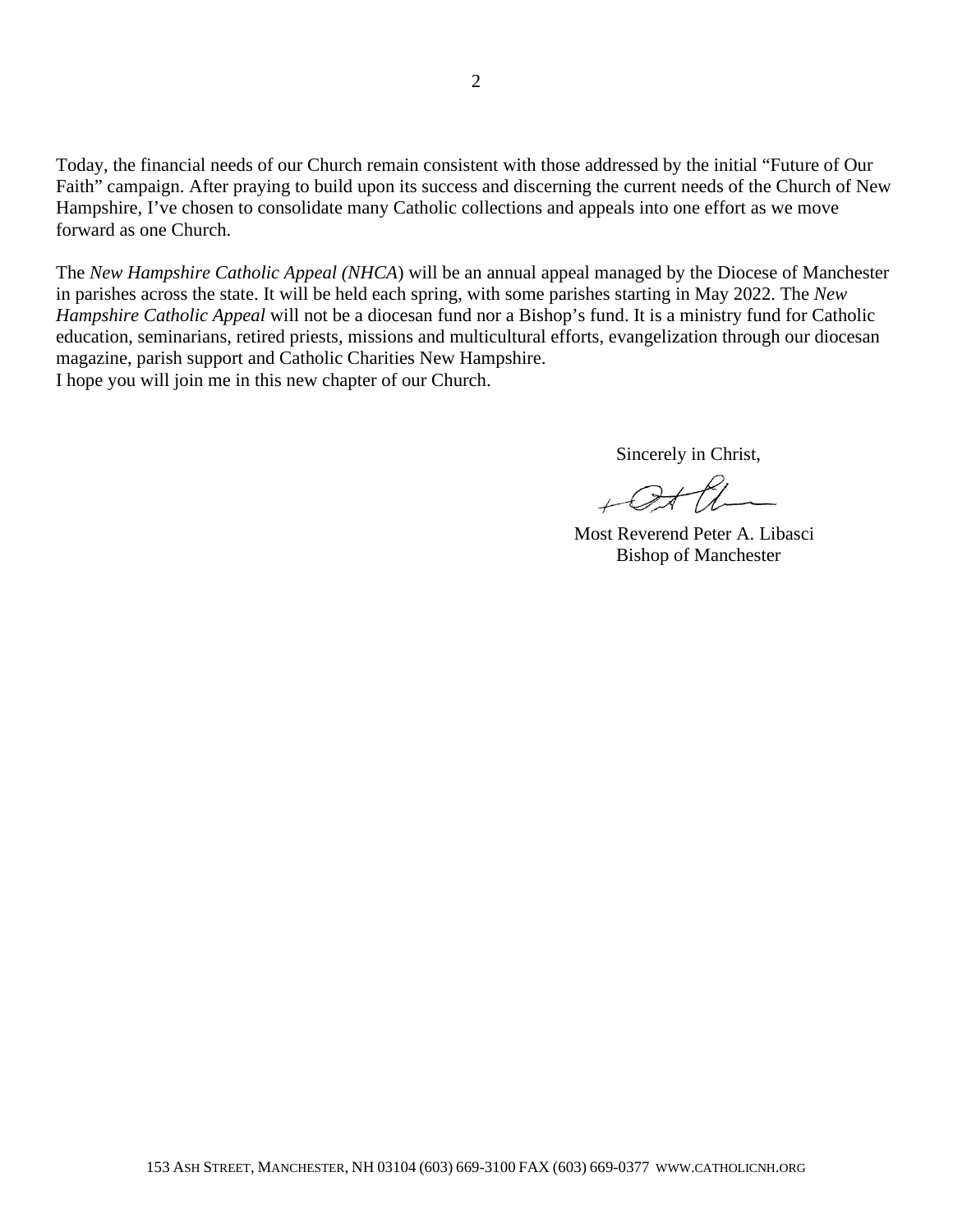Today, the financial needs of our Church remain consistent with those addressed by the initial "Future of Our Faith" campaign. After praying to build upon its success and discerning the current needs of the Church of New Hampshire, I've chosen to consolidate many Catholic collections and appeals into one effort as we move forward as one Church.

The *New Hampshire Catholic Appeal (NHCA*) will be an annual appeal managed by the Diocese of Manchester in parishes across the state. It will be held each spring, with some parishes starting in May 2022. The *New Hampshire Catholic Appeal* will not be a diocesan fund nor a Bishop's fund. It is a ministry fund for Catholic education, seminarians, retired priests, missions and multicultural efforts, evangelization through our diocesan magazine, parish support and Catholic Charities New Hampshire.
I hope you will join me in this new chapter of our Church.

Sincerely in Christ,

Most Reverend Peter A. Libasci
Bishop of Manchester

153 Ash Street, Manchester, NH 03104 (603) 669-3100 FAX (603) 669-0377 www.catholicnh.org